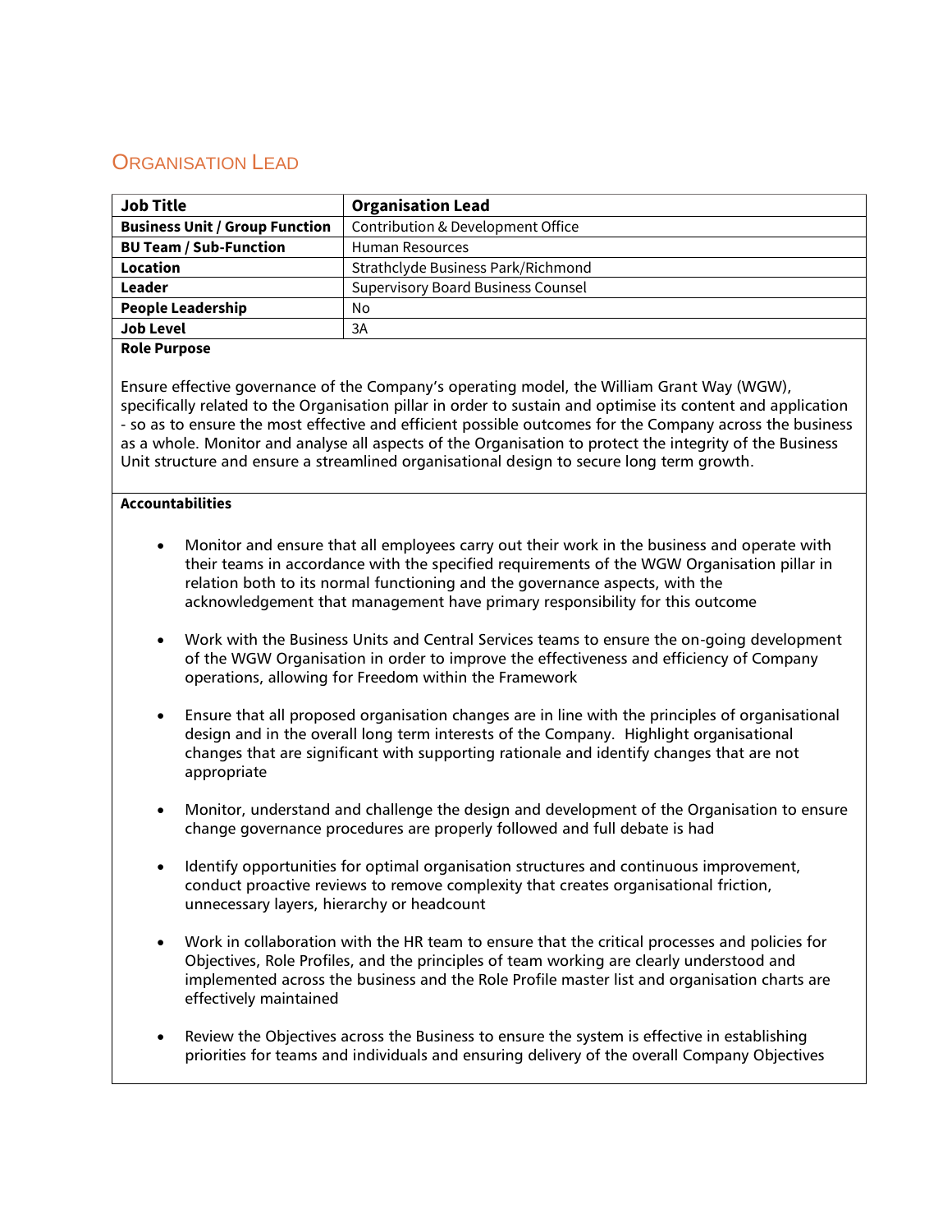## Organisation Lead

| Job Title | Organisation Lead |
|---|---|
| **Business Unit / Group Function** | Contribution & Development Office |
| **BU Team / Sub-Function** | Human Resources |
| **Location** | Strathclyde Business Park/Richmond |
| **Leader** | Supervisory Board Business Counsel |
| **People Leadership** | No |
| **Job Level** | 3A |

**Role Purpose**

Ensure effective governance of the Company's operating model, the William Grant Way (WGW), specifically related to the Organisation pillar in order to sustain and optimise its content and application - so as to ensure the most effective and efficient possible outcomes for the Company across the business as a whole. Monitor and analyse all aspects of the Organisation to protect the integrity of the Business Unit structure and ensure a streamlined organisational design to secure long term growth.

**Accountabilities**

- Monitor and ensure that all employees carry out their work in the business and operate with their teams in accordance with the specified requirements of the WGW Organisation pillar in relation both to its normal functioning and the governance aspects, with the acknowledgement that management have primary responsibility for this outcome

- Work with the Business Units and Central Services teams to ensure the on-going development of the WGW Organisation in order to improve the effectiveness and efficiency of Company operations, allowing for Freedom within the Framework

- Ensure that all proposed organisation changes are in line with the principles of organisational design and in the overall long term interests of the Company. Highlight organisational changes that are significant with supporting rationale and identify changes that are not appropriate

- Monitor, understand and challenge the design and development of the Organisation to ensure change governance procedures are properly followed and full debate is had

- Identify opportunities for optimal organisation structures and continuous improvement, conduct proactive reviews to remove complexity that creates organisational friction, unnecessary layers, hierarchy or headcount

- Work in collaboration with the HR team to ensure that the critical processes and policies for Objectives, Role Profiles, and the principles of team working are clearly understood and implemented across the business and the Role Profile master list and organisation charts are effectively maintained

- Review the Objectives across the Business to ensure the system is effective in establishing priorities for teams and individuals and ensuring delivery of the overall Company Objectives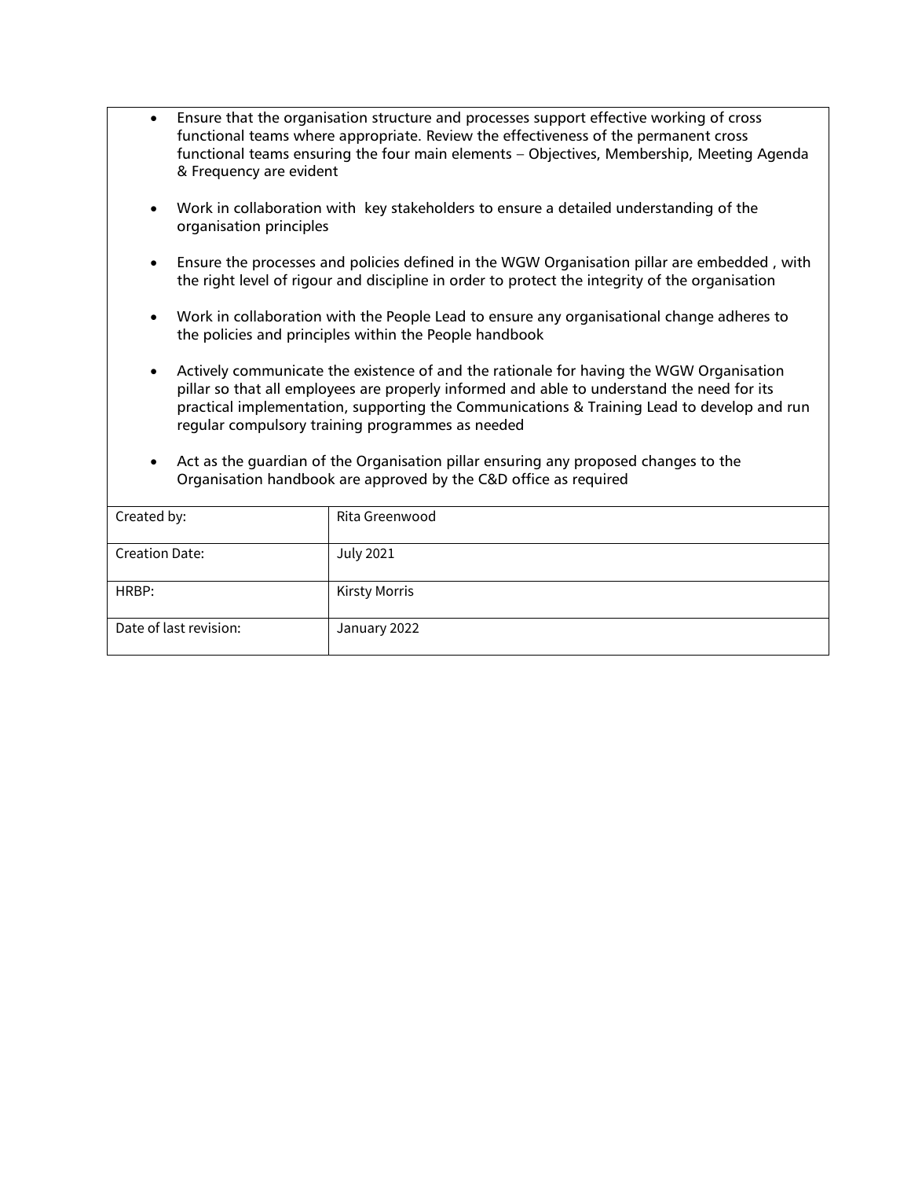- Ensure that the organisation structure and processes support effective working of cross functional teams where appropriate. Review the effectiveness of the permanent cross functional teams ensuring the four main elements – Objectives, Membership, Meeting Agenda & Frequency are evident

- Work in collaboration with key stakeholders to ensure a detailed understanding of the organisation principles

- Ensure the processes and policies defined in the WGW Organisation pillar are embedded , with the right level of rigour and discipline in order to protect the integrity of the organisation

- Work in collaboration with the People Lead to ensure any organisational change adheres to the policies and principles within the People handbook

- Actively communicate the existence of and the rationale for having the WGW Organisation pillar so that all employees are properly informed and able to understand the need for its practical implementation, supporting the Communications & Training Lead to develop and run regular compulsory training programmes as needed

- Act as the guardian of the Organisation pillar ensuring any proposed changes to the Organisation handbook are approved by the C&D office as required

| Created by: | Rita Greenwood |
|---|---|
| Creation Date: | July 2021 |
| HRBP: | Kirsty Morris |
| Date of last revision: | January 2022 |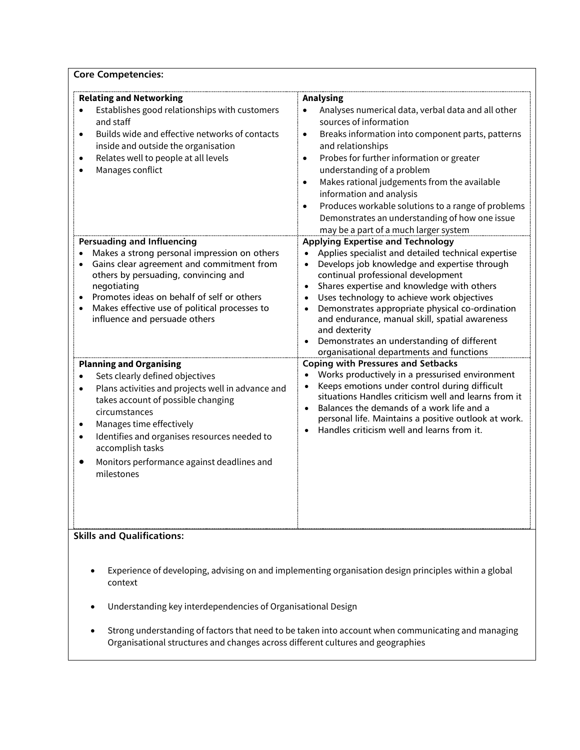**Core Competencies:**

**Relating and Networking**

- Establishes good relationships with customers and staff
- Builds wide and effective networks of contacts inside and outside the organisation
- Relates well to people at all levels
- Manages conflict

**Analysing**

- Analyses numerical data, verbal data and all other sources of information
- Breaks information into component parts, patterns and relationships
- Probes for further information or greater understanding of a problem
- Makes rational judgements from the available information and analysis
- Produces workable solutions to a range of problems Demonstrates an understanding of how one issue may be a part of a much larger system

**Persuading and Influencing**

- Makes a strong personal impression on others
- Gains clear agreement and commitment from others by persuading, convincing and negotiating
- Promotes ideas on behalf of self or others
- Makes effective use of political processes to influence and persuade others

**Applying Expertise and Technology**

- Applies specialist and detailed technical expertise
- Develops job knowledge and expertise through continual professional development
- Shares expertise and knowledge with others
- Uses technology to achieve work objectives
- Demonstrates appropriate physical co-ordination and endurance, manual skill, spatial awareness and dexterity
- Demonstrates an understanding of different organisational departments and functions

**Planning and Organising**

- Sets clearly defined objectives
- Plans activities and projects well in advance and takes account of possible changing circumstances
- Manages time effectively
- Identifies and organises resources needed to accomplish tasks
- Monitors performance against deadlines and milestones

**Coping with Pressures and Setbacks**

- Works productively in a pressurised environment
- Keeps emotions under control during difficult situations Handles criticism well and learns from it
- Balances the demands of a work life and a personal life. Maintains a positive outlook at work.
- Handles criticism well and learns from it.

**Skills and Qualifications:**

- Experience of developing, advising on and implementing organisation design principles within a global context
- Understanding key interdependencies of Organisational Design
- Strong understanding of factors that need to be taken into account when communicating and managing Organisational structures and changes across different cultures and geographies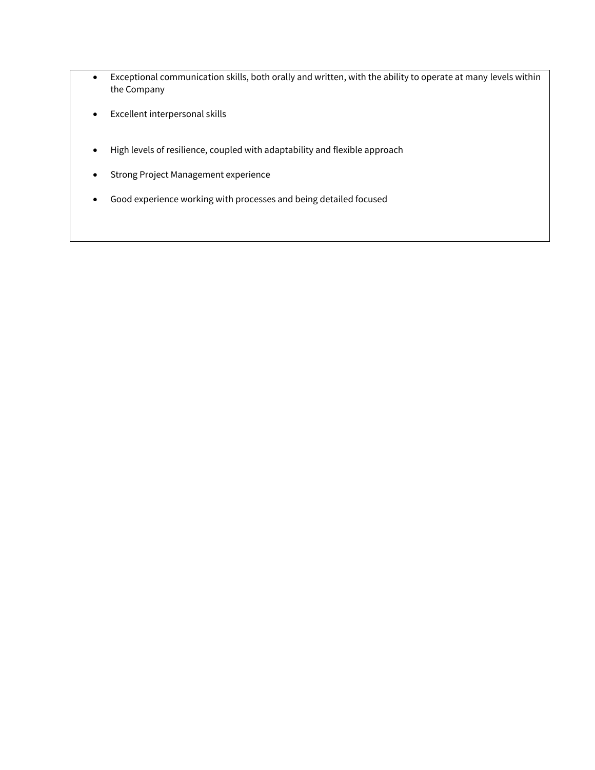- Exceptional communication skills, both orally and written, with the ability to operate at many levels within the Company
- Excellent interpersonal skills
- High levels of resilience, coupled with adaptability and flexible approach
- Strong Project Management experience
- Good experience working with processes and being detailed focused